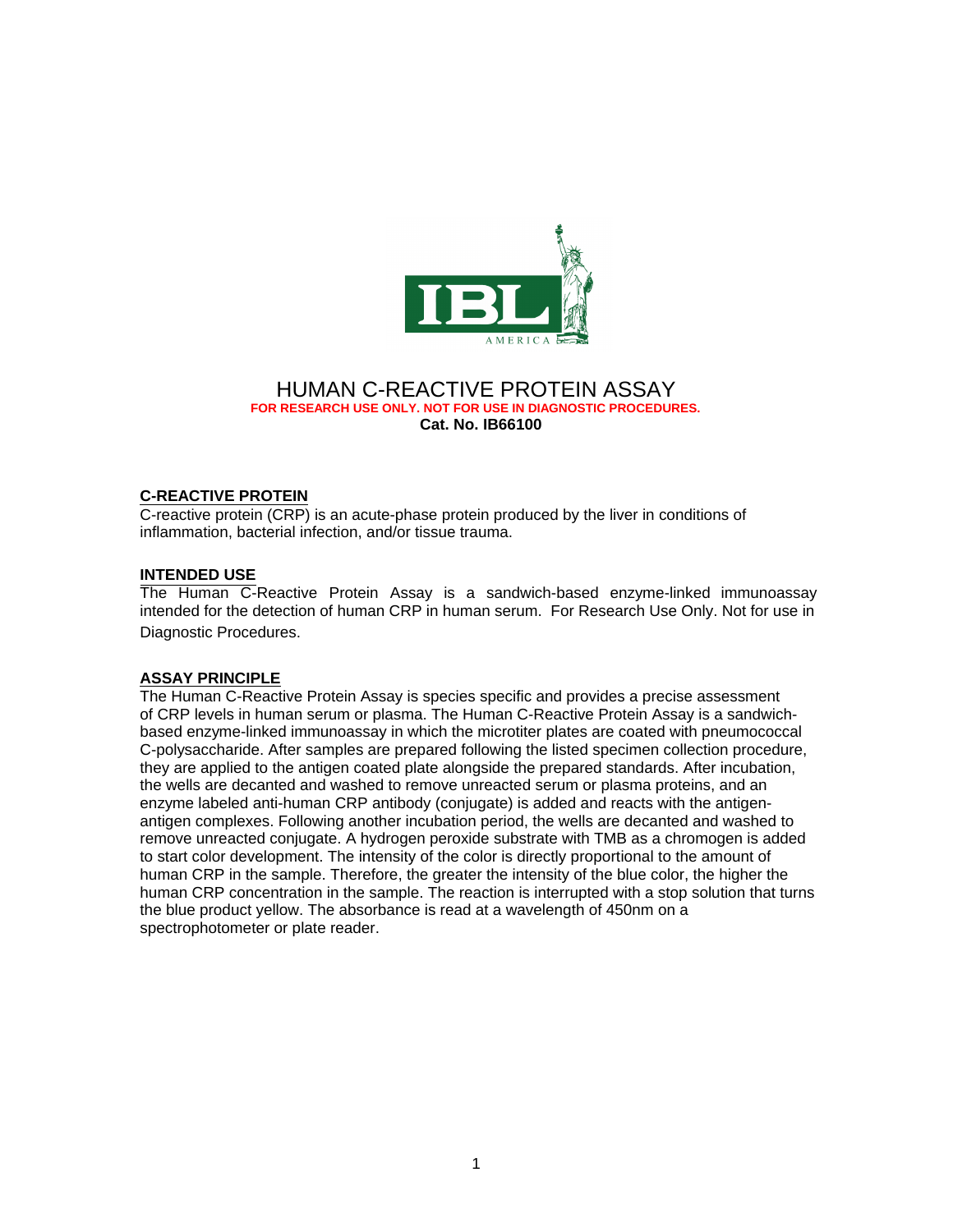# HUMAN C-REACTIVE PROTEIN ASSAY

**FOR RESEARCH USE ONLY. NOT FOR USE IN DIAGNOSTIC PROCEDURES.**

**Cat. No. IB66100**

## C-REACTIVE PROTEIN

C-reactive protein (CRP) is an acute-phase protein produced by the liver in conditions of inflammation, bacterial infection, and/or tissue trauma.

## INTENDED USE

The Human C-Reactive Protein Assay is a sandwich-based enzyme-linked immunoassay intended for the detection of human CRP in human serum. For Research Use Only. Not for use in Diagnostic Procedures.

## ASSAY PRINCIPLE

The Human C-Reactive Protein Assay is species specific and provides a precise assessment of CRP levels in human serum or plasma. The Human C-Reactive Protein Assay is a sandwich-based enzyme-linked immunoassay in which the microtiter plates are coated with pneumococcal C-polysaccharide. After samples are prepared following the listed specimen collection procedure, they are applied to the antigen coated plate alongside the prepared standards. After incubation, the wells are decanted and washed to remove unreacted serum or plasma proteins, and an enzyme labeled anti-human CRP antibody (conjugate) is added and reacts with the antigen-antigen complexes. Following another incubation period, the wells are decanted and washed to remove unreacted conjugate. A hydrogen peroxide substrate with TMB as a chromogen is added to start color development. The intensity of the color is directly proportional to the amount of human CRP in the sample. Therefore, the greater the intensity of the blue color, the higher the human CRP concentration in the sample. The reaction is interrupted with a stop solution that turns the blue product yellow. The absorbance is read at a wavelength of 450nm on a spectrophotometer or plate reader.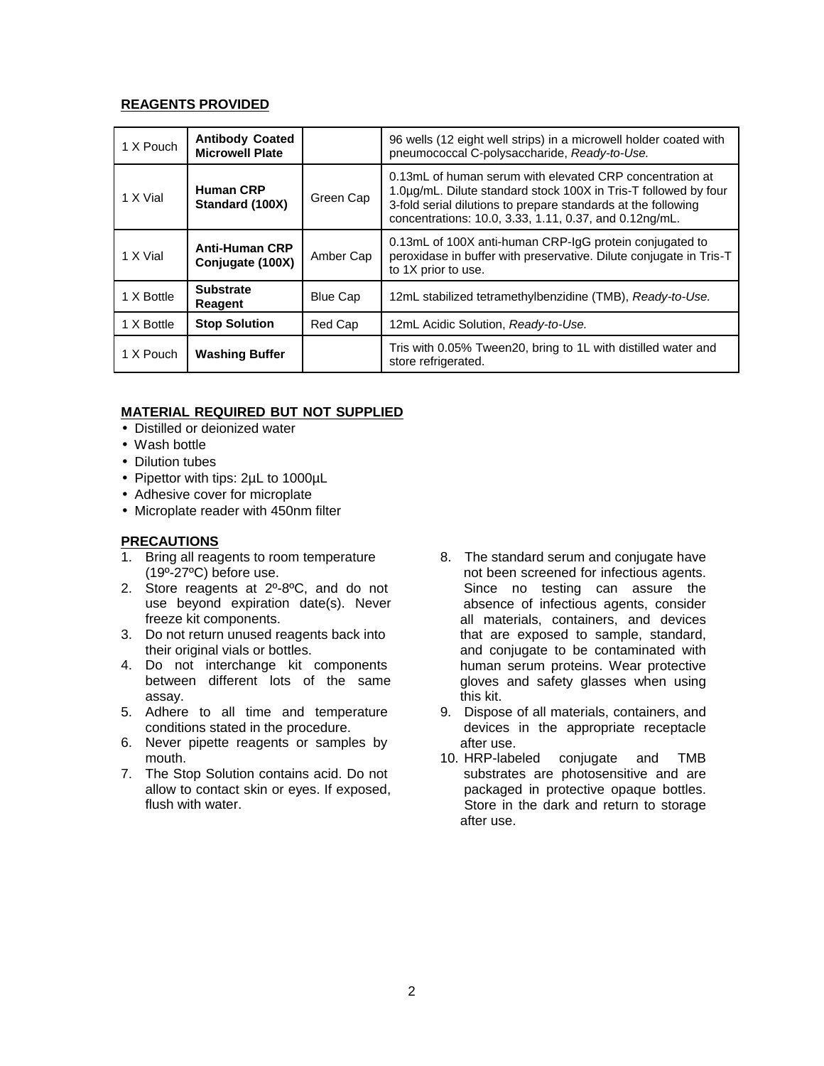## REAGENTS PROVIDED

| | | | |
|---|---|---|---|
| 1 X Pouch | **Antibody Coated Microwell Plate** | | 96 wells (12 eight well strips) in a microwell holder coated with pneumococcal C-polysaccharide, *Ready-to-Use.* |
| 1 X Vial | **Human CRP Standard (100X)** | Green Cap | 0.13mL of human serum with elevated CRP concentration at 1.0μg/mL. Dilute standard stock 100X in Tris-T followed by four 3-fold serial dilutions to prepare standards at the following concentrations: 10.0, 3.33, 1.11, 0.37, and 0.12ng/mL. |
| 1 X Vial | **Anti-Human CRP Conjugate (100X)** | Amber Cap | 0.13mL of 100X anti-human CRP-IgG protein conjugated to peroxidase in buffer with preservative. Dilute conjugate in Tris-T to 1X prior to use. |
| 1 X Bottle | **Substrate Reagent** | Blue Cap | 12mL stabilized tetramethylbenzidine (TMB), *Ready-to-Use.* |
| 1 X Bottle | **Stop Solution** | Red Cap | 12mL Acidic Solution, *Ready-to-Use.* |
| 1 X Pouch | **Washing Buffer** | | Tris with 0.05% Tween20, bring to 1L with distilled water and store refrigerated. |

## MATERIAL REQUIRED BUT NOT SUPPLIED

- Distilled or deionized water
- Wash bottle
- Dilution tubes
- Pipettor with tips: 2μL to 1000μL
- Adhesive cover for microplate
- Microplate reader with 450nm filter

## PRECAUTIONS

1. Bring all reagents to room temperature (19º-27ºC) before use.
2. Store reagents at 2º-8ºC, and do not use beyond expiration date(s). Never freeze kit components.
3. Do not return unused reagents back into their original vials or bottles.
4. Do not interchange kit components between different lots of the same assay.
5. Adhere to all time and temperature conditions stated in the procedure.
6. Never pipette reagents or samples by mouth.
7. The Stop Solution contains acid. Do not allow to contact skin or eyes. If exposed, flush with water.
8. The standard serum and conjugate have not been screened for infectious agents. Since no testing can assure the absence of infectious agents, consider all materials, containers, and devices that are exposed to sample, standard, and conjugate to be contaminated with human serum proteins. Wear protective gloves and safety glasses when using this kit.
9. Dispose of all materials, containers, and devices in the appropriate receptacle after use.
10. HRP-labeled conjugate and TMB substrates are photosensitive and are packaged in protective opaque bottles. Store in the dark and return to storage after use.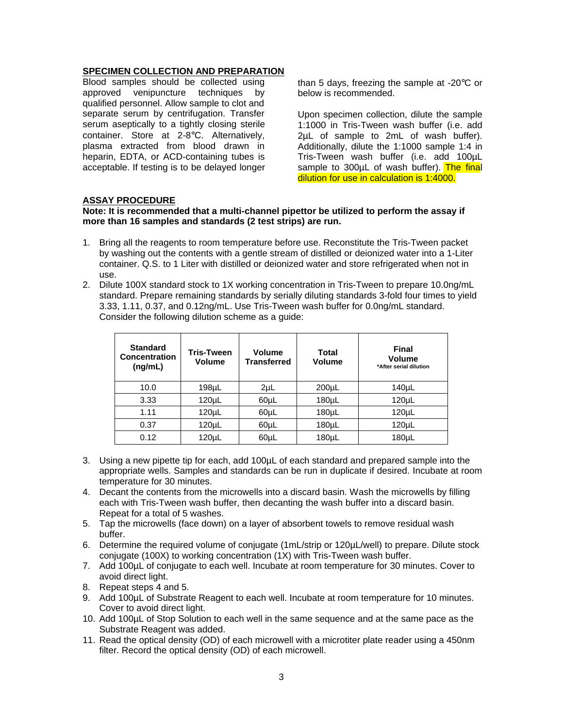## SPECIMEN COLLECTION AND PREPARATION

Blood samples should be collected using approved venipuncture techniques by qualified personnel. Allow sample to clot and separate serum by centrifugation. Transfer serum aseptically to a tightly closing sterile container. Store at 2-8°C. Alternatively, plasma extracted from blood drawn in heparin, EDTA, or ACD-containing tubes is acceptable. If testing is to be delayed longer than 5 days, freezing the sample at -20°C or below is recommended.

Upon specimen collection, dilute the sample 1:1000 in Tris-Tween wash buffer (i.e. add 2µL of sample to 2mL of wash buffer). Additionally, dilute the 1:1000 sample 1:4 in Tris-Tween wash buffer (i.e. add 100µL sample to 300µL of wash buffer). The final dilution for use in calculation is 1:4000.

## ASSAY PROCEDURE

**Note: It is recommended that a multi-channel pipettor be utilized to perform the assay if more than 16 samples and standards (2 test strips) are run.**

1. Bring all the reagents to room temperature before use. Reconstitute the Tris-Tween packet by washing out the contents with a gentle stream of distilled or deionized water into a 1-Liter container. Q.S. to 1 Liter with distilled or deionized water and store refrigerated when not in use.
2. Dilute 100X standard stock to 1X working concentration in Tris-Tween to prepare 10.0ng/mL standard. Prepare remaining standards by serially diluting standards 3-fold four times to yield 3.33, 1.11, 0.37, and 0.12ng/mL. Use Tris-Tween wash buffer for 0.0ng/mL standard. Consider the following dilution scheme as a guide:

| Standard Concentration (ng/mL) | Tris-Tween Volume | Volume Transferred | Total Volume | Final Volume *After serial dilution |
|---|---|---|---|---|
| 10.0 | 198µL | 2µL | 200µL | 140µL |
| 3.33 | 120µL | 60µL | 180µL | 120µL |
| 1.11 | 120µL | 60µL | 180µL | 120µL |
| 0.37 | 120µL | 60µL | 180µL | 120µL |
| 0.12 | 120µL | 60µL | 180µL | 180µL |

3. Using a new pipette tip for each, add 100µL of each standard and prepared sample into the appropriate wells. Samples and standards can be run in duplicate if desired. Incubate at room temperature for 30 minutes.
4. Decant the contents from the microwells into a discard basin. Wash the microwells by filling each with Tris-Tween wash buffer, then decanting the wash buffer into a discard basin. Repeat for a total of 5 washes.
5. Tap the microwells (face down) on a layer of absorbent towels to remove residual wash buffer.
6. Determine the required volume of conjugate (1mL/strip or 120µL/well) to prepare. Dilute stock conjugate (100X) to working concentration (1X) with Tris-Tween wash buffer.
7. Add 100µL of conjugate to each well. Incubate at room temperature for 30 minutes. Cover to avoid direct light.
8. Repeat steps 4 and 5.
9. Add 100µL of Substrate Reagent to each well. Incubate at room temperature for 10 minutes. Cover to avoid direct light.
10. Add 100µL of Stop Solution to each well in the same sequence and at the same pace as the Substrate Reagent was added.
11. Read the optical density (OD) of each microwell with a microtiter plate reader using a 450nm filter. Record the optical density (OD) of each microwell.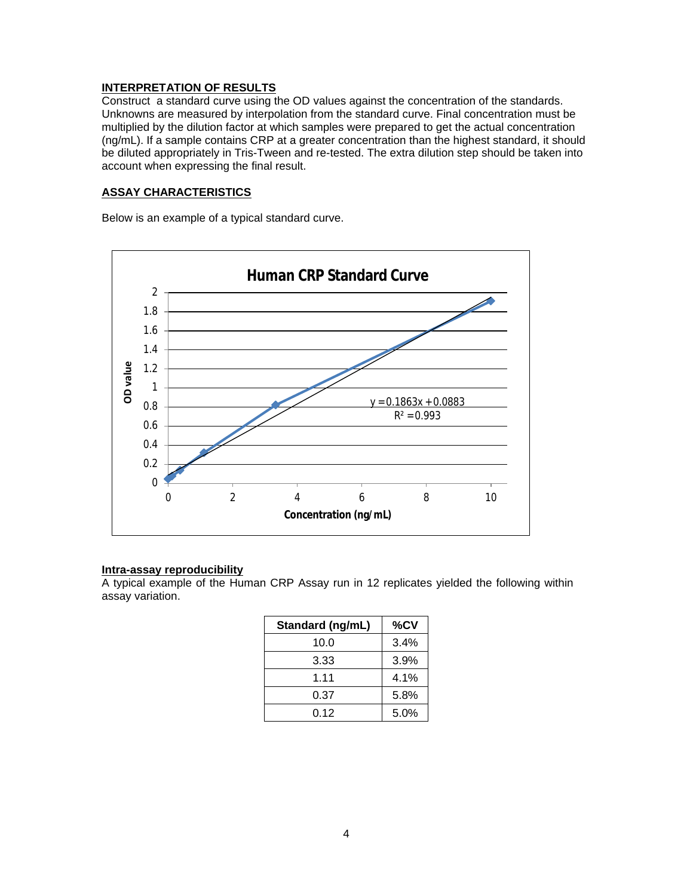## INTERPRETATION OF RESULTS

Construct a standard curve using the OD values against the concentration of the standards. Unknowns are measured by interpolation from the standard curve. Final concentration must be multiplied by the dilution factor at which samples were prepared to get the actual concentration (ng/mL). If a sample contains CRP at a greater concentration than the highest standard, it should be diluted appropriately in Tris-Tween and re-tested. The extra dilution step should be taken into account when expressing the final result.

## ASSAY CHARACTERISTICS

Below is an example of a typical standard curve.

**Human CRP Standard Curve**

$y = 0.1863x + 0.0883$

$R^2 = 0.993$

### Intra-assay reproducibility

A typical example of the Human CRP Assay run in 12 replicates yielded the following within assay variation.

| Standard (ng/mL) | %CV |
|---|---|
| 10.0 | 3.4% |
| 3.33 | 3.9% |
| 1.11 | 4.1% |
| 0.37 | 5.8% |
| 0.12 | 5.0% |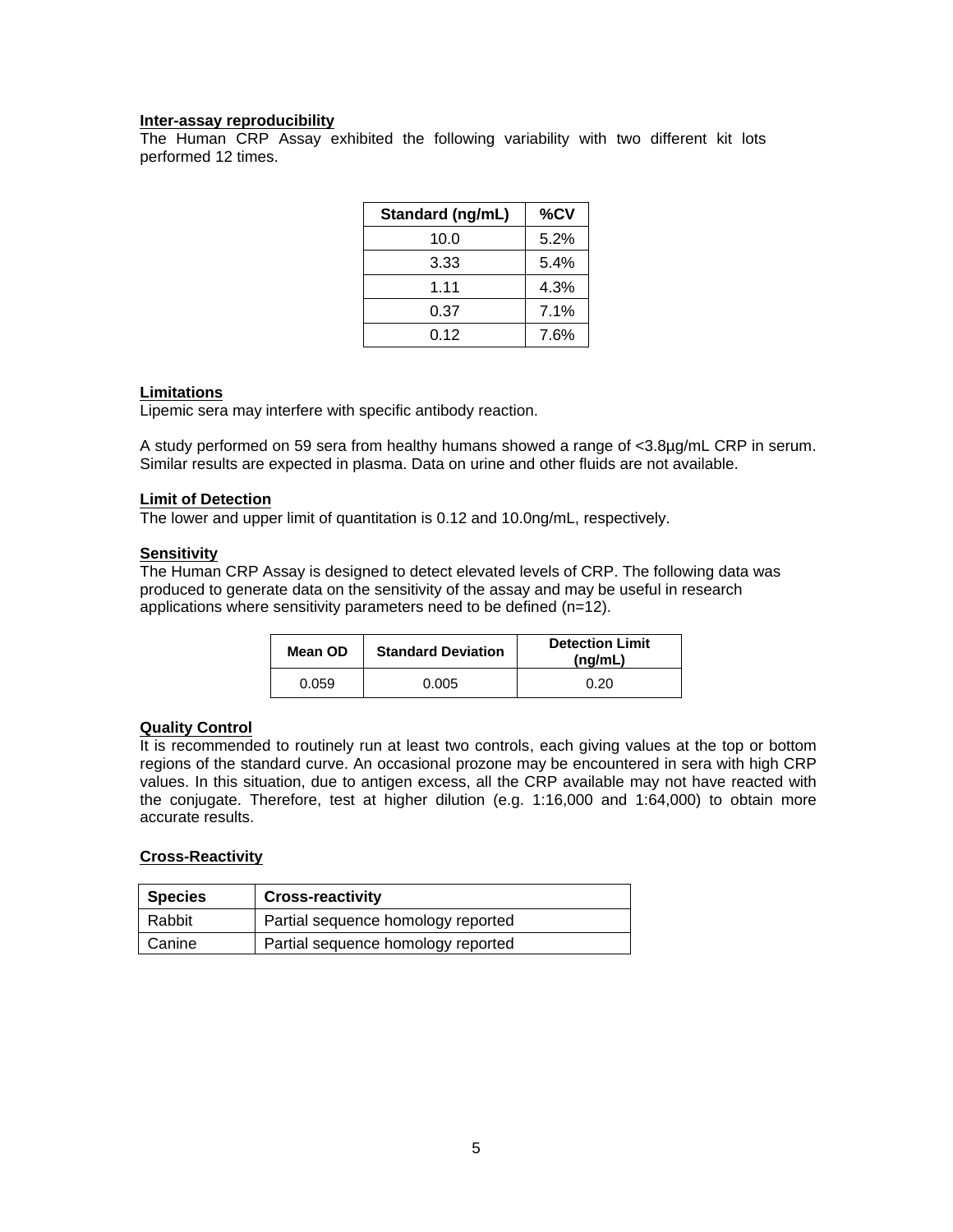### Inter-assay reproducibility

The Human CRP Assay exhibited the following variability with two different kit lots performed 12 times.

| Standard (ng/mL) | %CV |
| --- | --- |
| 10.0 | 5.2% |
| 3.33 | 5.4% |
| 1.11 | 4.3% |
| 0.37 | 7.1% |
| 0.12 | 7.6% |

### Limitations

Lipemic sera may interfere with specific antibody reaction.

A study performed on 59 sera from healthy humans showed a range of <3.8µg/mL CRP in serum. Similar results are expected in plasma. Data on urine and other fluids are not available.

### Limit of Detection

The lower and upper limit of quantitation is 0.12 and 10.0ng/mL, respectively.

### Sensitivity

The Human CRP Assay is designed to detect elevated levels of CRP. The following data was produced to generate data on the sensitivity of the assay and may be useful in research applications where sensitivity parameters need to be defined (n=12).

| Mean OD | Standard Deviation | Detection Limit (ng/mL) |
| --- | --- | --- |
| 0.059 | 0.005 | 0.20 |

### Quality Control

It is recommended to routinely run at least two controls, each giving values at the top or bottom regions of the standard curve. An occasional prozone may be encountered in sera with high CRP values. In this situation, due to antigen excess, all the CRP available may not have reacted with the conjugate. Therefore, test at higher dilution (e.g. 1:16,000 and 1:64,000) to obtain more accurate results.

### Cross-Reactivity

| Species | Cross-reactivity |
| --- | --- |
| Rabbit | Partial sequence homology reported |
| Canine | Partial sequence homology reported |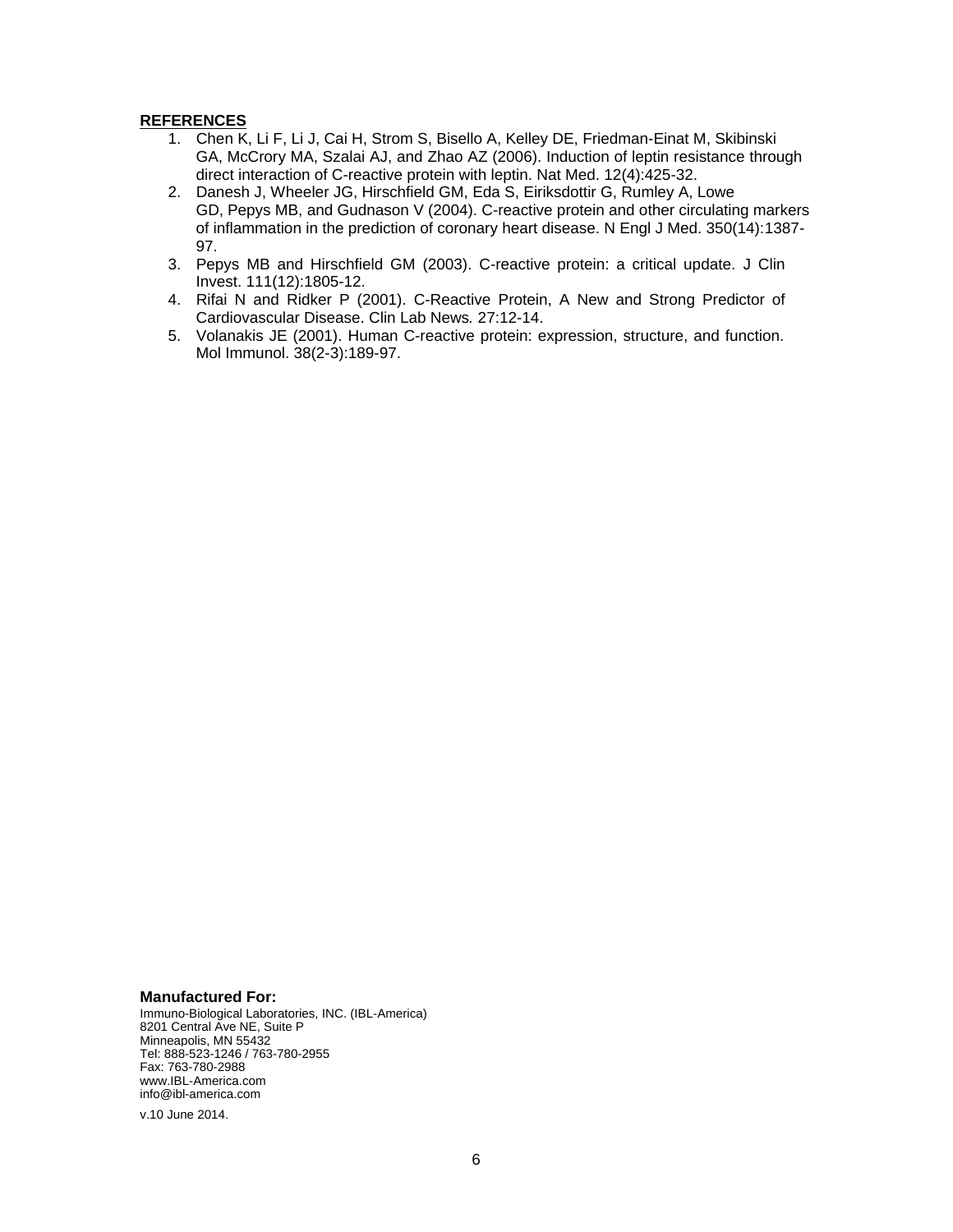**REFERENCES**

1. Chen K, Li F, Li J, Cai H, Strom S, Bisello A, Kelley DE, Friedman-Einat M, Skibinski GA, McCrory MA, Szalai AJ, and Zhao AZ (2006). Induction of leptin resistance through direct interaction of C-reactive protein with leptin. Nat Med. 12(4):425-32.
2. Danesh J, Wheeler JG, Hirschfield GM, Eda S, Eiriksdottir G, Rumley A, Lowe GD, Pepys MB, and Gudnason V (2004). C-reactive protein and other circulating markers of inflammation in the prediction of coronary heart disease. N Engl J Med. 350(14):1387-97.
3. Pepys MB and Hirschfield GM (2003). C-reactive protein: a critical update. J Clin Invest. 111(12):1805-12.
4. Rifai N and Ridker P (2001). C-Reactive Protein, A New and Strong Predictor of Cardiovascular Disease. Clin Lab News*.* 27:12-14.
5. Volanakis JE (2001). Human C-reactive protein: expression, structure, and function. Mol Immunol. 38(2-3):189-97.

**Manufactured For:**

Immuno-Biological Laboratories, INC. (IBL-America)
8201 Central Ave NE, Suite P
Minneapolis, MN 55432
Tel: 888-523-1246 / 763-780-2955
Fax: 763-780-2988
www.IBL-America.com
info@ibl-america.com

v.10 June 2014.